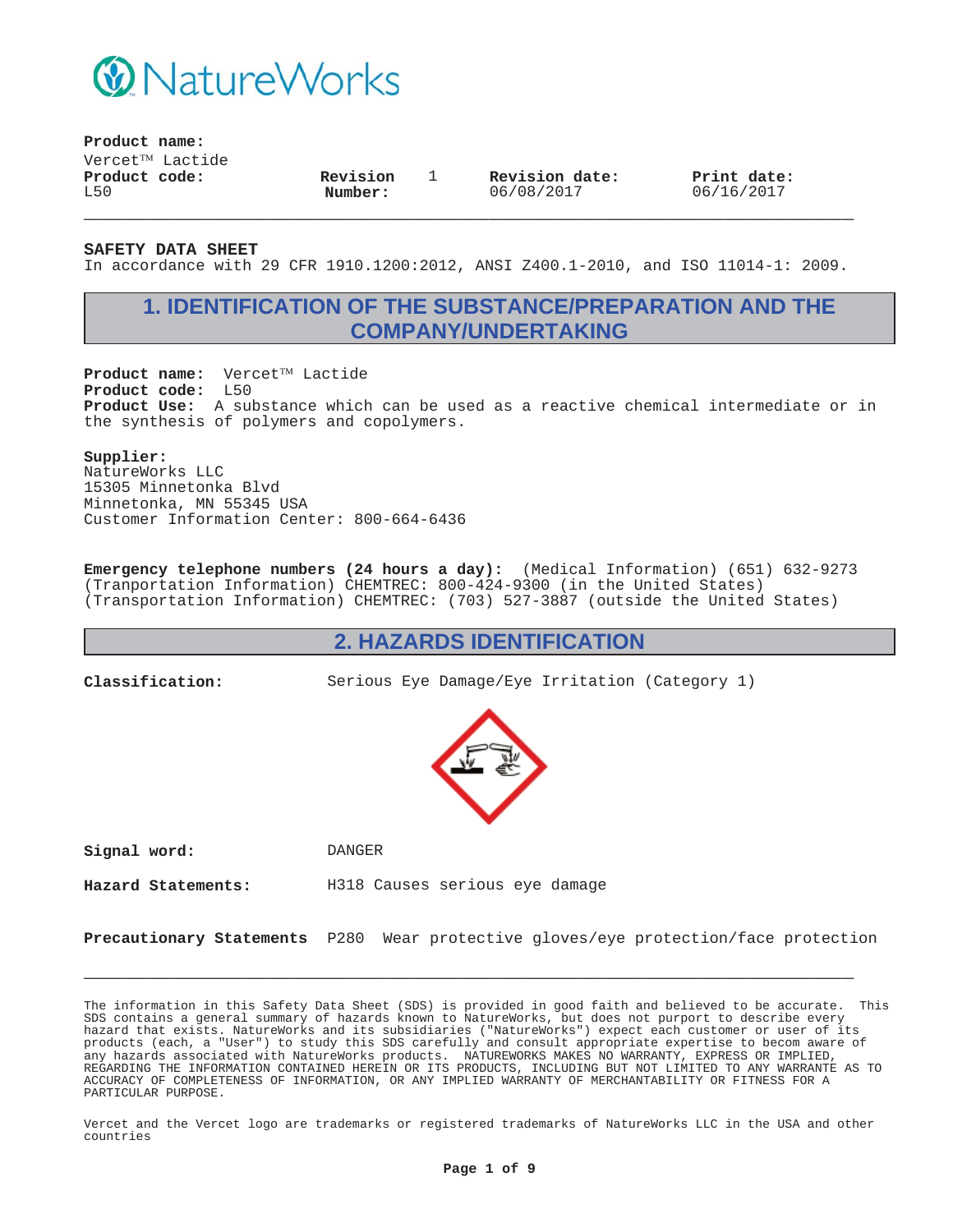**Product name:**
Vercet™ Lactide

| | | | |
|---|---|---|---|
| **Product code:** L50 | **Revision Number:** 1 | **Revision date:** 06/08/2017 | **Print date:** 06/16/2017 |

**SAFETY DATA SHEET**
In accordance with 29 CFR 1910.1200:2012, ANSI Z400.1-2010, and ISO 11014-1: 2009.

## 1. IDENTIFICATION OF THE SUBSTANCE/PREPARATION AND THE COMPANY/UNDERTAKING

**Product name:** Vercet™ Lactide
**Product code:** L50
**Product Use:** A substance which can be used as a reactive chemical intermediate or in the synthesis of polymers and copolymers.

**Supplier:**
NatureWorks LLC
15305 Minnetonka Blvd
Minnetonka, MN 55345 USA
Customer Information Center: 800-664-6436

**Emergency telephone numbers (24 hours a day):** (Medical Information) (651) 632-9273
(Tranportation Information) CHEMTREC: 800-424-9300 (in the United States)
(Transportation Information) CHEMTREC: (703) 527-3887 (outside the United States)

## 2. HAZARDS IDENTIFICATION

**Classification:** Serious Eye Damage/Eye Irritation (Category 1)

**Signal word:** DANGER

**Hazard Statements:** H318 Causes serious eye damage

**Precautionary Statements** P280 Wear protective gloves/eye protection/face protection

The information in this Safety Data Sheet (SDS) is provided in good faith and believed to be accurate. This SDS contains a general summary of hazards known to NatureWorks, but does not purport to describe every hazard that exists. NatureWorks and its subsidiaries ("NatureWorks") expect each customer or user of its products (each, a "User") to study this SDS carefully and consult appropriate expertise to becom aware of any hazards associated with NatureWorks products. NATUREWORKS MAKES NO WARRANTY, EXPRESS OR IMPLIED, REGARDING THE INFORMATION CONTAINED HEREIN OR ITS PRODUCTS, INCLUDING BUT NOT LIMITED TO ANY WARRANTE AS TO ACCURACY OF COMPLETENESS OF INFORMATION, OR ANY IMPLIED WARRANTY OF MERCHANTABILITY OR FITNESS FOR A PARTICULAR PURPOSE.

Vercet and the Vercet logo are trademarks or registered trademarks of NatureWorks LLC in the USA and other countries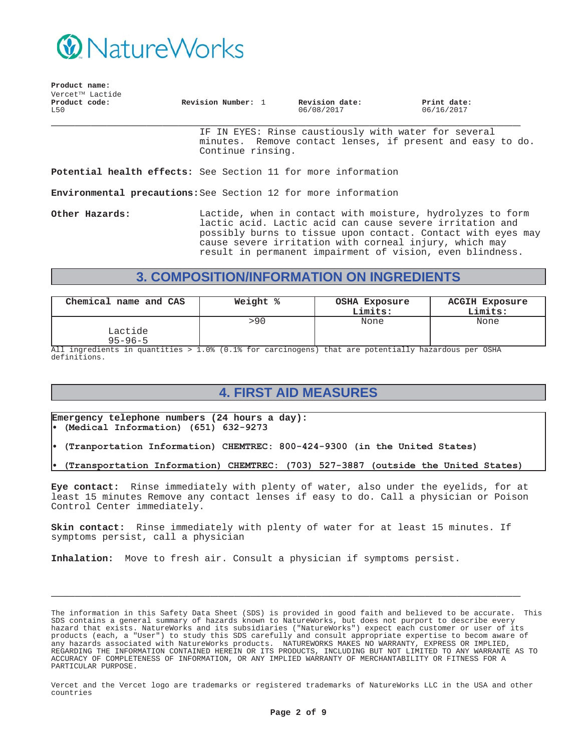**Product name:**
Vercet™ Lactide
**Product code:** L50 **Revision Number:** 1 **Revision date:** 06/08/2017 **Print date:** 06/16/2017

IF IN EYES: Rinse caustiously with water for several minutes. Remove contact lenses, if present and easy to do. Continue rinsing.

**Potential health effects:** See Section 11 for more information

**Environmental precautions:** See Section 12 for more information

**Other Hazards:** Lactide, when in contact with moisture, hydrolyzes to form lactic acid. Lactic acid can cause severe irritation and possibly burns to tissue upon contact. Contact with eyes may cause severe irritation with corneal injury, which may result in permanent impairment of vision, even blindness.

## 3. COMPOSITION/INFORMATION ON INGREDIENTS

| Chemical name and CAS | Weight % | OSHA Exposure Limits: | ACGIH Exposure Limits: |
|---|---|---|---|
| Lactide 95-96-5 | >90 | None | None |

All ingredients in quantities > 1.0% (0.1% for carcinogens) that are potentially hazardous per OSHA definitions.

## 4. FIRST AID MEASURES

**Emergency telephone numbers (24 hours a day):**

- **(Medical Information) (651) 632-9273**
- **(Tranportation Information) CHEMTREC: 800-424-9300 (in the United States)**
- **(Transportation Information) CHEMTREC: (703) 527-3887 (outside the United States)**

**Eye contact:** Rinse immediately with plenty of water, also under the eyelids, for at least 15 minutes Remove any contact lenses if easy to do. Call a physician or Poison Control Center immediately.

**Skin contact:** Rinse immediately with plenty of water for at least 15 minutes. If symptoms persist, call a physician

**Inhalation:** Move to fresh air. Consult a physician if symptoms persist.

The information in this Safety Data Sheet (SDS) is provided in good faith and believed to be accurate. This SDS contains a general summary of hazards known to NatureWorks, but does not purport to describe every hazard that exists. NatureWorks and its subsidiaries ("NatureWorks") expect each customer or user of its products (each, a "User") to study this SDS carefully and consult appropriate expertise to becom aware of any hazards associated with NatureWorks products. NATUREWORKS MAKES NO WARRANTY, EXPRESS OR IMPLIED, REGARDING THE INFORMATION CONTAINED HEREIN OR ITS PRODUCTS, INCLUDING BUT NOT LIMITED TO ANY WARRANTE AS TO ACCURACY OF COMPLETENESS OF INFORMATION, OR ANY IMPLIED WARRANTY OF MERCHANTABILITY OR FITNESS FOR A PARTICULAR PURPOSE.

Vercet and the Vercet logo are trademarks or registered trademarks of NatureWorks LLC in the USA and other countries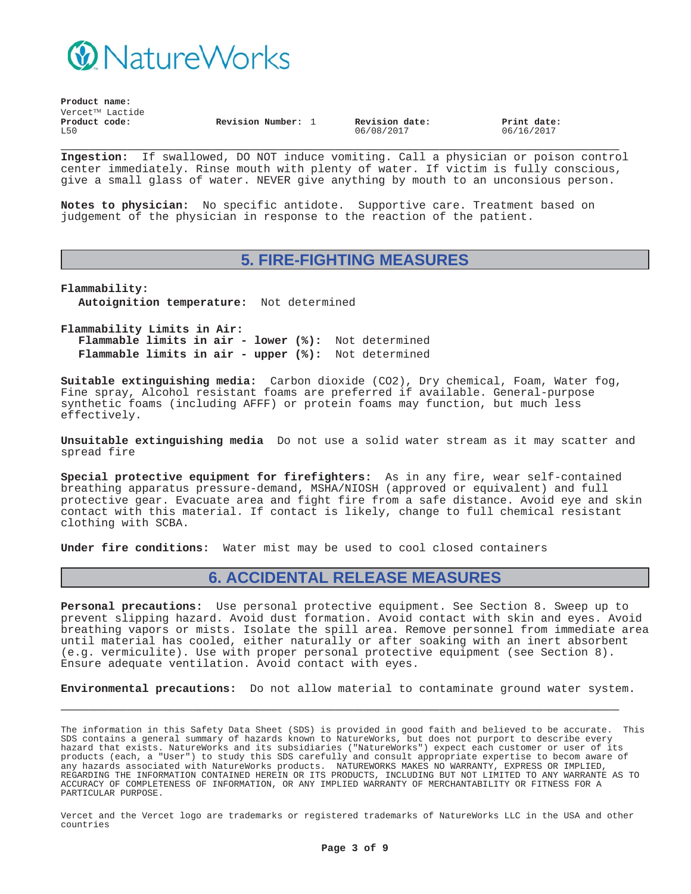**Ingestion:** If swallowed, DO NOT induce vomiting. Call a physician or poison control center immediately. Rinse mouth with plenty of water. If victim is fully conscious, give a small glass of water. NEVER give anything by mouth to an unconsious person.

**Notes to physician:** No specific antidote. Supportive care. Treatment based on judgement of the physician in response to the reaction of the patient.

## 5. FIRE-FIGHTING MEASURES

**Flammability:**

**Autoignition temperature:** Not determined

**Flammability Limits in Air:**

**Flammable limits in air - lower (%):** Not determined

**Flammable limits in air - upper (%):** Not determined

**Suitable extinguishing media:** Carbon dioxide ($CO_2$), Dry chemical, Foam, Water fog, Fine spray, Alcohol resistant foams are preferred if available. General-purpose synthetic foams (including AFFF) or protein foams may function, but much less effectively.

**Unsuitable extinguishing media** Do not use a solid water stream as it may scatter and spread fire

**Special protective equipment for firefighters:** As in any fire, wear self-contained breathing apparatus pressure-demand, MSHA/NIOSH (approved or equivalent) and full protective gear. Evacuate area and fight fire from a safe distance. Avoid eye and skin contact with this material. If contact is likely, change to full chemical resistant clothing with SCBA.

**Under fire conditions:** Water mist may be used to cool closed containers

## 6. ACCIDENTAL RELEASE MEASURES

**Personal precautions:** Use personal protective equipment. See Section 8. Sweep up to prevent slipping hazard. Avoid dust formation. Avoid contact with skin and eyes. Avoid breathing vapors or mists. Isolate the spill area. Remove personnel from immediate area until material has cooled, either naturally or after soaking with an inert absorbent (e.g. vermiculite). Use with proper personal protective equipment (see Section 8). Ensure adequate ventilation. Avoid contact with eyes.

**Environmental precautions:** Do not allow material to contaminate ground water system.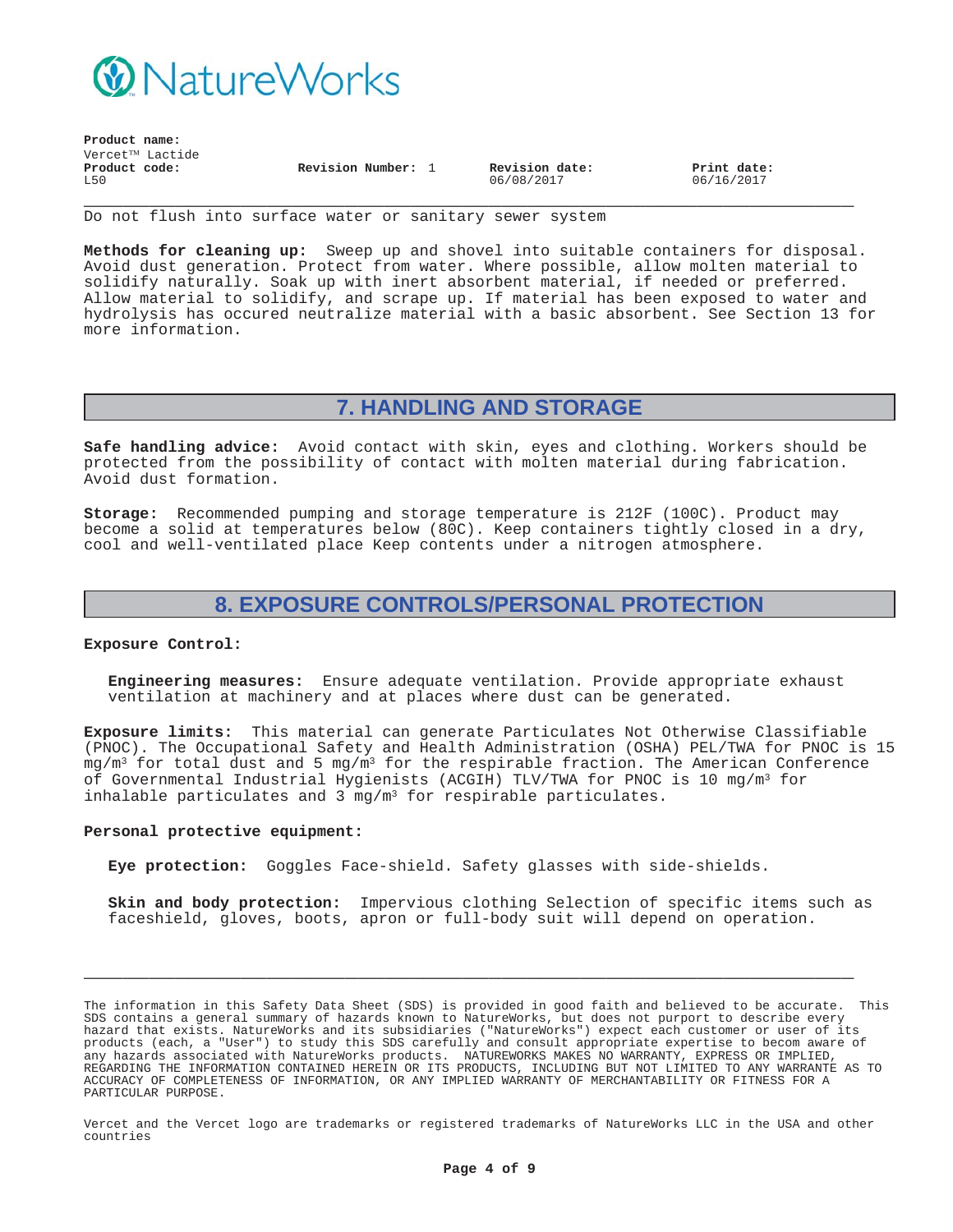Product name:
Vercet™ Lactide
Product code:
L50

Revision Number: 1

Revision date:
06/08/2017

Print date:
06/16/2017

Do not flush into surface water or sanitary sewer system

**Methods for cleaning up:** Sweep up and shovel into suitable containers for disposal. Avoid dust generation. Protect from water. Where possible, allow molten material to solidify naturally. Soak up with inert absorbent material, if needed or preferred. Allow material to solidify, and scrape up. If material has been exposed to water and hydrolysis has occured neutralize material with a basic absorbent. See Section 13 for more information.

## 7. HANDLING AND STORAGE

**Safe handling advice:** Avoid contact with skin, eyes and clothing. Workers should be protected from the possibility of contact with molten material during fabrication. Avoid dust formation.

**Storage:** Recommended pumping and storage temperature is 212F (100C). Product may become a solid at temperatures below (80C). Keep containers tightly closed in a dry, cool and well-ventilated place Keep contents under a nitrogen atmosphere.

## 8. EXPOSURE CONTROLS/PERSONAL PROTECTION

**Exposure Control:**

**Engineering measures:** Ensure adequate ventilation. Provide appropriate exhaust ventilation at machinery and at places where dust can be generated.

**Exposure limits:** This material can generate Particulates Not Otherwise Classifiable (PNOC). The Occupational Safety and Health Administration (OSHA) PEL/TWA for PNOC is 15 $mg/m^3$ for total dust and 5 $mg/m^3$ for the respirable fraction. The American Conference of Governmental Industrial Hygienists (ACGIH) TLV/TWA for PNOC is 10 $mg/m^3$ for inhalable particulates and 3 $mg/m^3$ for respirable particulates.

**Personal protective equipment:**

**Eye protection:** Goggles Face-shield. Safety glasses with side-shields.

**Skin and body protection:** Impervious clothing Selection of specific items such as faceshield, gloves, boots, apron or full-body suit will depend on operation.

The information in this Safety Data Sheet (SDS) is provided in good faith and believed to be accurate. This SDS contains a general summary of hazards known to NatureWorks, but does not purport to describe every hazard that exists. NatureWorks and its subsidiaries ("NatureWorks") expect each customer or user of its products (each, a "User") to study this SDS carefully and consult appropriate expertise to becom aware of any hazards associated with NatureWorks products. NATUREWORKS MAKES NO WARRANTY, EXPRESS OR IMPLIED, REGARDING THE INFORMATION CONTAINED HEREIN OR ITS PRODUCTS, INCLUDING BUT NOT LIMITED TO ANY WARRANTE AS TO ACCURACY OF COMPLETENESS OF INFORMATION, OR ANY IMPLIED WARRANTY OF MERCHANTABILITY OR FITNESS FOR A PARTICULAR PURPOSE.

Vercet and the Vercet logo are trademarks or registered trademarks of NatureWorks LLC in the USA and other countries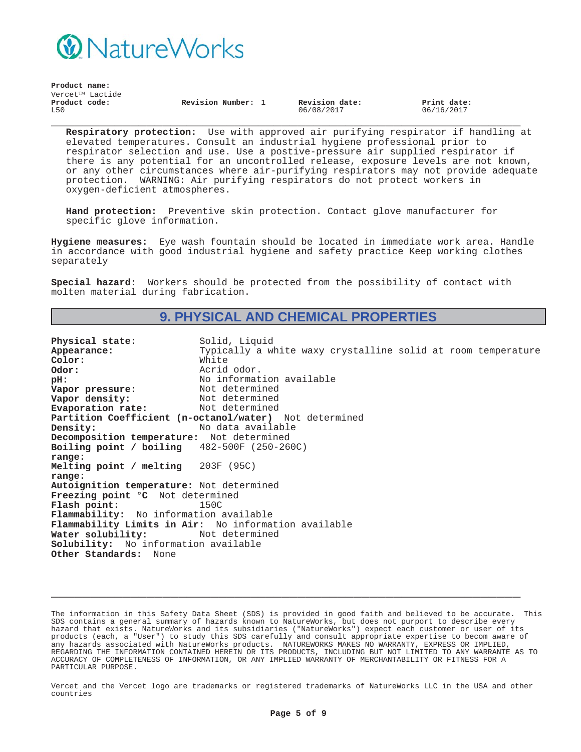**Respiratory protection:** Use with approved air purifying respirator if handling at elevated temperatures. Consult an industrial hygiene professional prior to respirator selection and use. Use a postive-pressure air supplied respirator if there is any potential for an uncontrolled release, exposure levels are not known, or any other circumstances where air-purifying respirators may not provide adequate protection. WARNING: Air purifying respirators do not protect workers in oxygen-deficient atmospheres.

**Hand protection:** Preventive skin protection. Contact glove manufacturer for specific glove information.

**Hygiene measures:** Eye wash fountain should be located in immediate work area. Handle in accordance with good industrial hygiene and safety practice Keep working clothes separately

**Special hazard:** Workers should be protected from the possibility of contact with molten material during fabrication.

## 9. PHYSICAL AND CHEMICAL PROPERTIES

**Physical state:** Solid, Liquid
**Appearance:** Typically a white waxy crystalline solid at room temperature
**Color:** White
**Odor:** Acrid odor.
**pH:** No information available
**Vapor pressure:** Not determined
**Vapor density:** Not determined
**Evaporation rate:** Not determined
**Partition Coefficient (n-octanol/water)** Not determined
**Density:** No data available
**Decomposition temperature:** Not determined
**Boiling point / boiling range:** 482-500F (250-260C)
**Melting point / melting range:** 203F (95C)
**Autoignition temperature:** Not determined
**Freezing point °C** Not determined
**Flash point:** 150C
**Flammability:** No information available
**Flammability Limits in Air:** No information available
**Water solubility:** Not determined
**Solubility:** No information available
**Other Standards:** None

The information in this Safety Data Sheet (SDS) is provided in good faith and believed to be accurate. This SDS contains a general summary of hazards known to NatureWorks, but does not purport to describe every hazard that exists. NatureWorks and its subsidiaries ("NatureWorks") expect each customer or user of its products (each, a "User") to study this SDS carefully and consult appropriate expertise to becom aware of any hazards associated with NatureWorks products. NATUREWORKS MAKES NO WARRANTY, EXPRESS OR IMPLIED, REGARDING THE INFORMATION CONTAINED HEREIN OR ITS PRODUCTS, INCLUDING BUT NOT LIMITED TO ANY WARRANTE AS TO ACCURACY OF COMPLETENESS OF INFORMATION, OR ANY IMPLIED WARRANTY OF MERCHANTABILITY OR FITNESS FOR A PARTICULAR PURPOSE.

Vercet and the Vercet logo are trademarks or registered trademarks of NatureWorks LLC in the USA and other countries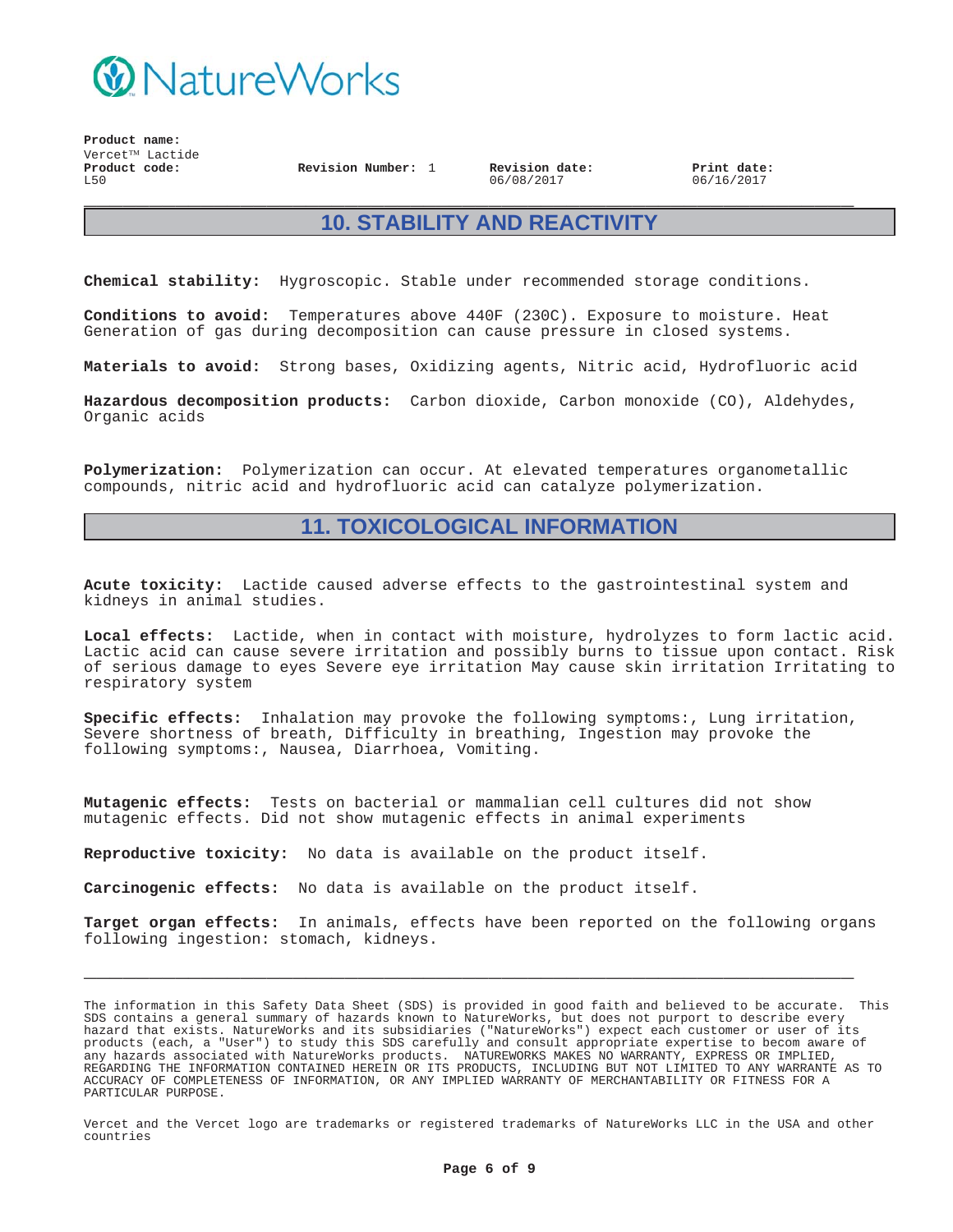**Product name:**
Vercet™ Lactide
**Product code:**
L50

**Revision Number:** 1

**Revision date:**
06/08/2017

**Print date:**
06/16/2017

## 10. STABILITY AND REACTIVITY

**Chemical stability:** Hygroscopic. Stable under recommended storage conditions.

**Conditions to avoid:** Temperatures above 440F (230C). Exposure to moisture. Heat Generation of gas during decomposition can cause pressure in closed systems.

**Materials to avoid:** Strong bases, Oxidizing agents, Nitric acid, Hydrofluoric acid

**Hazardous decomposition products:** Carbon dioxide, Carbon monoxide (CO), Aldehydes, Organic acids

**Polymerization:** Polymerization can occur. At elevated temperatures organometallic compounds, nitric acid and hydrofluoric acid can catalyze polymerization.

## 11. TOXICOLOGICAL INFORMATION

**Acute toxicity:** Lactide caused adverse effects to the gastrointestinal system and kidneys in animal studies.

**Local effects:** Lactide, when in contact with moisture, hydrolyzes to form lactic acid. Lactic acid can cause severe irritation and possibly burns to tissue upon contact. Risk of serious damage to eyes Severe eye irritation May cause skin irritation Irritating to respiratory system

**Specific effects:** Inhalation may provoke the following symptoms:, Lung irritation, Severe shortness of breath, Difficulty in breathing, Ingestion may provoke the following symptoms:, Nausea, Diarrhoea, Vomiting.

**Mutagenic effects:** Tests on bacterial or mammalian cell cultures did not show mutagenic effects. Did not show mutagenic effects in animal experiments

**Reproductive toxicity:** No data is available on the product itself.

**Carcinogenic effects:** No data is available on the product itself.

**Target organ effects:** In animals, effects have been reported on the following organs following ingestion: stomach, kidneys.

---

The information in this Safety Data Sheet (SDS) is provided in good faith and believed to be accurate. This SDS contains a general summary of hazards known to NatureWorks, but does not purport to describe every hazard that exists. NatureWorks and its subsidiaries ("NatureWorks") expect each customer or user of its products (each, a "User") to study this SDS carefully and consult appropriate expertise to becom aware of any hazards associated with NatureWorks products. NATUREWORKS MAKES NO WARRANTY, EXPRESS OR IMPLIED, REGARDING THE INFORMATION CONTAINED HEREIN OR ITS PRODUCTS, INCLUDING BUT NOT LIMITED TO ANY WARRANTE AS TO ACCURACY OF COMPLETENESS OF INFORMATION, OR ANY IMPLIED WARRANTY OF MERCHANTABILITY OR FITNESS FOR A PARTICULAR PURPOSE.

Vercet and the Vercet logo are trademarks or registered trademarks of NatureWorks LLC in the USA and other countries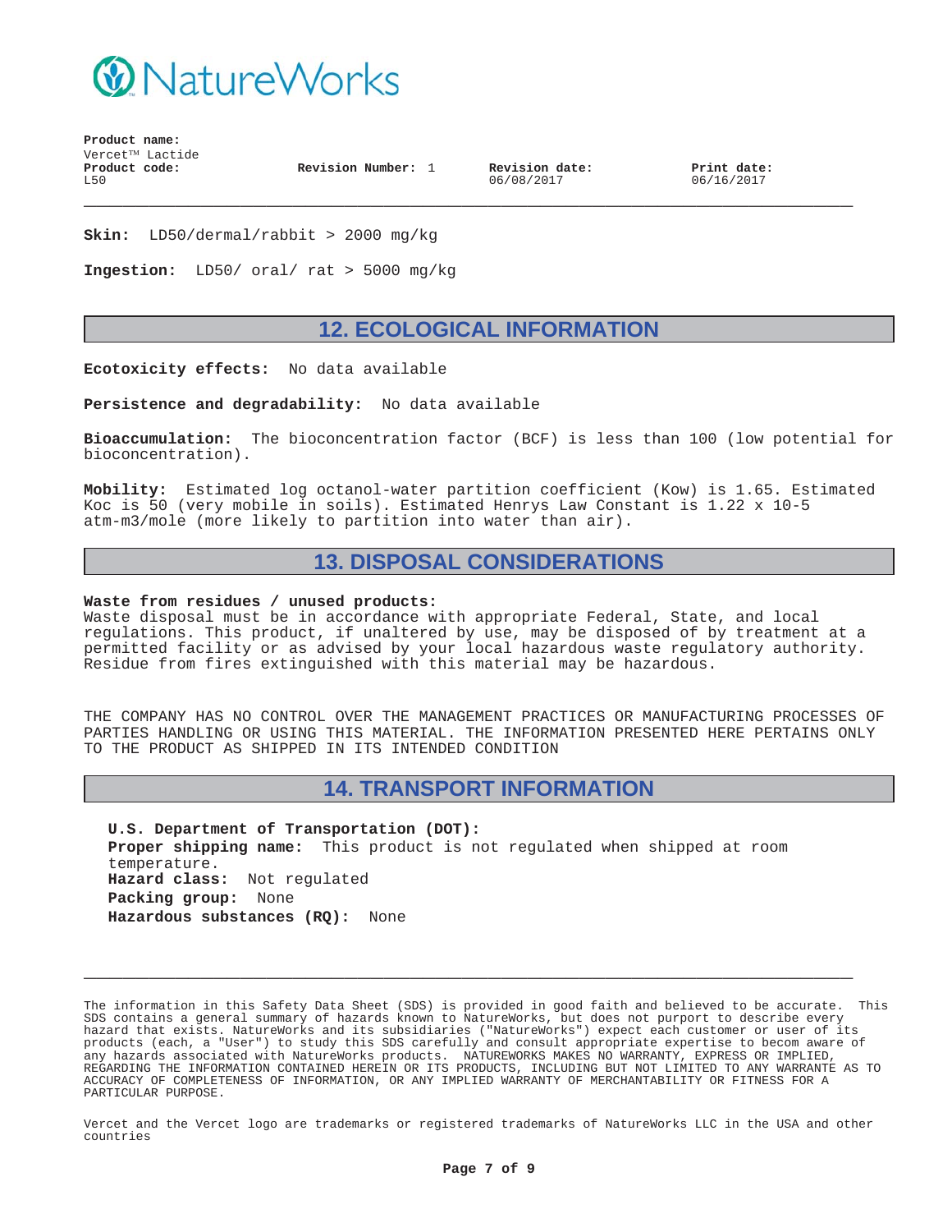**Skin:** LD50/dermal/rabbit > 2000 mg/kg

**Ingestion:** LD50/ oral/ rat > 5000 mg/kg

## 12. ECOLOGICAL INFORMATION

**Ecotoxicity effects:** No data available

**Persistence and degradability:** No data available

**Bioaccumulation:** The bioconcentration factor (BCF) is less than 100 (low potential for bioconcentration).

**Mobility:** Estimated log octanol-water partition coefficient (Kow) is 1.65. Estimated Koc is 50 (very mobile in soils). Estimated Henrys Law Constant is 1.22 x 10-5 atm-m3/mole (more likely to partition into water than air).

## 13. DISPOSAL CONSIDERATIONS

**Waste from residues / unused products:**
Waste disposal must be in accordance with appropriate Federal, State, and local regulations. This product, if unaltered by use, may be disposed of by treatment at a permitted facility or as advised by your local hazardous waste regulatory authority. Residue from fires extinguished with this material may be hazardous.

THE COMPANY HAS NO CONTROL OVER THE MANAGEMENT PRACTICES OR MANUFACTURING PROCESSES OF PARTIES HANDLING OR USING THIS MATERIAL. THE INFORMATION PRESENTED HERE PERTAINS ONLY TO THE PRODUCT AS SHIPPED IN ITS INTENDED CONDITION

## 14. TRANSPORT INFORMATION

**U.S. Department of Transportation (DOT):**
**Proper shipping name:** This product is not regulated when shipped at room temperature.
**Hazard class:** Not regulated
**Packing group:** None
**Hazardous substances (RQ):** None

The information in this Safety Data Sheet (SDS) is provided in good faith and believed to be accurate. This SDS contains a general summary of hazards known to NatureWorks, but does not purport to describe every hazard that exists. NatureWorks and its subsidiaries ("NatureWorks") expect each customer or user of its products (each, a "User") to study this SDS carefully and consult appropriate expertise to becom aware of any hazards associated with NatureWorks products. NATUREWORKS MAKES NO WARRANTY, EXPRESS OR IMPLIED, REGARDING THE INFORMATION CONTAINED HEREIN OR ITS PRODUCTS, INCLUDING BUT NOT LIMITED TO ANY WARRANTE AS TO ACCURACY OF COMPLETENESS OF INFORMATION, OR ANY IMPLIED WARRANTY OF MERCHANTABILITY OR FITNESS FOR A PARTICULAR PURPOSE.

Vercet and the Vercet logo are trademarks or registered trademarks of NatureWorks LLC in the USA and other countries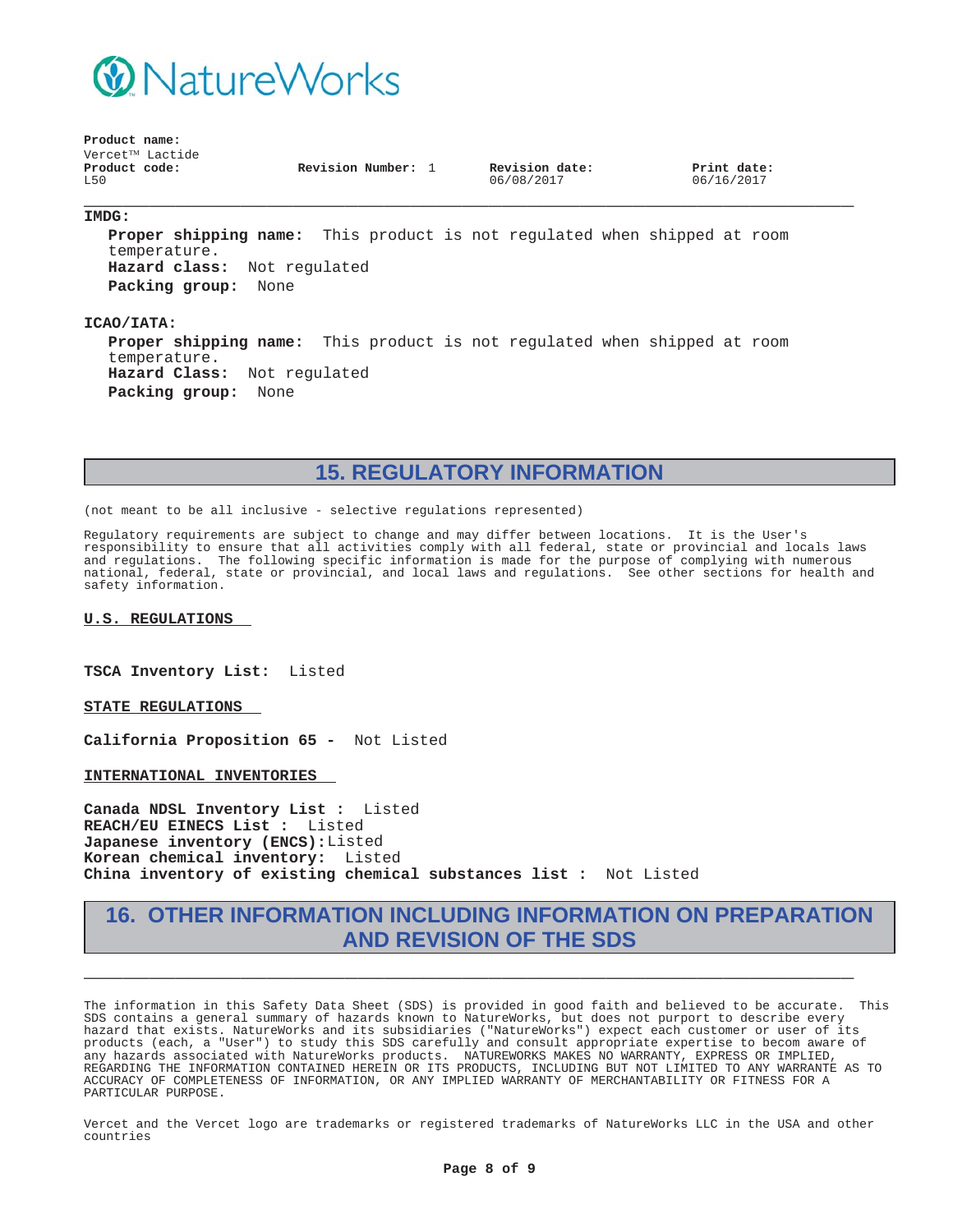**IMDG:**

**Proper shipping name:** This product is not regulated when shipped at room temperature.
**Hazard class:** Not regulated
**Packing group:** None

**ICAO/IATA:**

**Proper shipping name:** This product is not regulated when shipped at room temperature.
**Hazard Class:** Not regulated
**Packing group:** None

## 15. REGULATORY INFORMATION

(not meant to be all inclusive - selective regulations represented)

Regulatory requirements are subject to change and may differ between locations. It is the User's responsibility to ensure that all activities comply with all federal, state or provincial and locals laws and regulations. The following specific information is made for the purpose of complying with numerous national, federal, state or provincial, and local laws and regulations. See other sections for health and safety information.

**U.S. REGULATIONS**

**TSCA Inventory List:** Listed

**STATE REGULATIONS**

**California Proposition 65 -** Not Listed

**INTERNATIONAL INVENTORIES**

**Canada NDSL Inventory List :** Listed
**REACH/EU EINECS List :** Listed
**Japanese inventory (ENCS):** Listed
**Korean chemical inventory:** Listed
**China inventory of existing chemical substances list :** Not Listed

## 16. OTHER INFORMATION INCLUDING INFORMATION ON PREPARATION AND REVISION OF THE SDS

The information in this Safety Data Sheet (SDS) is provided in good faith and believed to be accurate. This SDS contains a general summary of hazards known to NatureWorks, but does not purport to describe every hazard that exists. NatureWorks and its subsidiaries ("NatureWorks") expect each customer or user of its products (each, a "User") to study this SDS carefully and consult appropriate expertise to becom aware of any hazards associated with NatureWorks products. NATUREWORKS MAKES NO WARRANTY, EXPRESS OR IMPLIED, REGARDING THE INFORMATION CONTAINED HEREIN OR ITS PRODUCTS, INCLUDING BUT NOT LIMITED TO ANY WARRANTE AS TO ACCURACY OF COMPLETENESS OF INFORMATION, OR ANY IMPLIED WARRANTY OF MERCHANTABILITY OR FITNESS FOR A PARTICULAR PURPOSE.

Vercet and the Vercet logo are trademarks or registered trademarks of NatureWorks LLC in the USA and other countries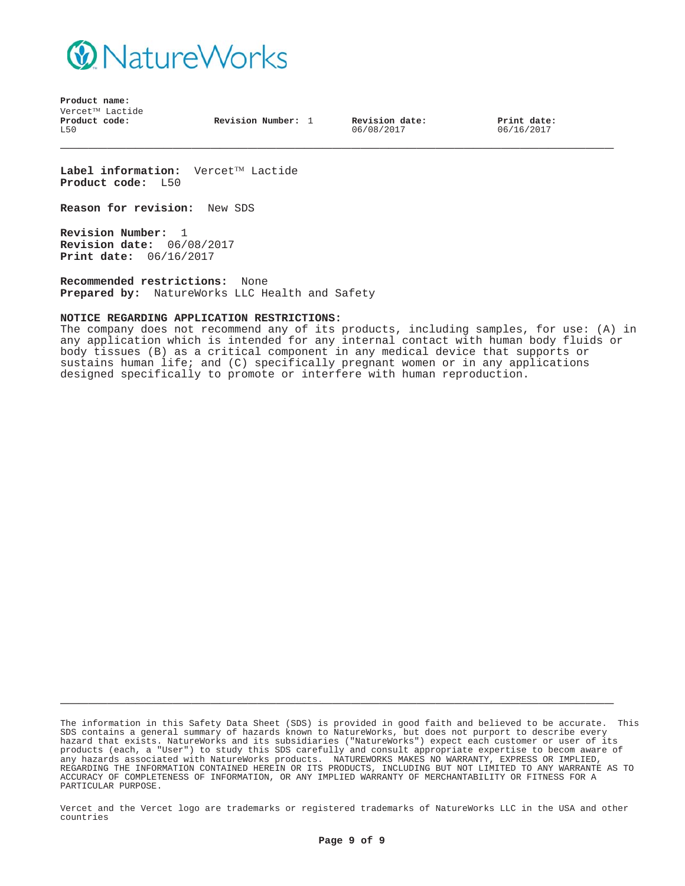**Label information:** Vercet™ Lactide
**Product code:** L50

**Reason for revision:** New SDS

**Revision Number:** 1
**Revision date:** 06/08/2017
**Print date:** 06/16/2017

**Recommended restrictions:** None
**Prepared by:** NatureWorks LLC Health and Safety

**NOTICE REGARDING APPLICATION RESTRICTIONS:**
The company does not recommend any of its products, including samples, for use: (A) in any application which is intended for any internal contact with human body fluids or body tissues (B) as a critical component in any medical device that supports or sustains human life; and (C) specifically pregnant women or in any applications designed specifically to promote or interfere with human reproduction.

---

The information in this Safety Data Sheet (SDS) is provided in good faith and believed to be accurate. This SDS contains a general summary of hazards known to NatureWorks, but does not purport to describe every hazard that exists. NatureWorks and its subsidiaries ("NatureWorks") expect each customer or user of its products (each, a "User") to study this SDS carefully and consult appropriate expertise to becom aware of any hazards associated with NatureWorks products. NATUREWORKS MAKES NO WARRANTY, EXPRESS OR IMPLIED, REGARDING THE INFORMATION CONTAINED HEREIN OR ITS PRODUCTS, INCLUDING BUT NOT LIMITED TO ANY WARRANTE AS TO ACCURACY OF COMPLETENESS OF INFORMATION, OR ANY IMPLIED WARRANTY OF MERCHANTABILITY OR FITNESS FOR A PARTICULAR PURPOSE.

Vercet and the Vercet logo are trademarks or registered trademarks of NatureWorks LLC in the USA and other countries